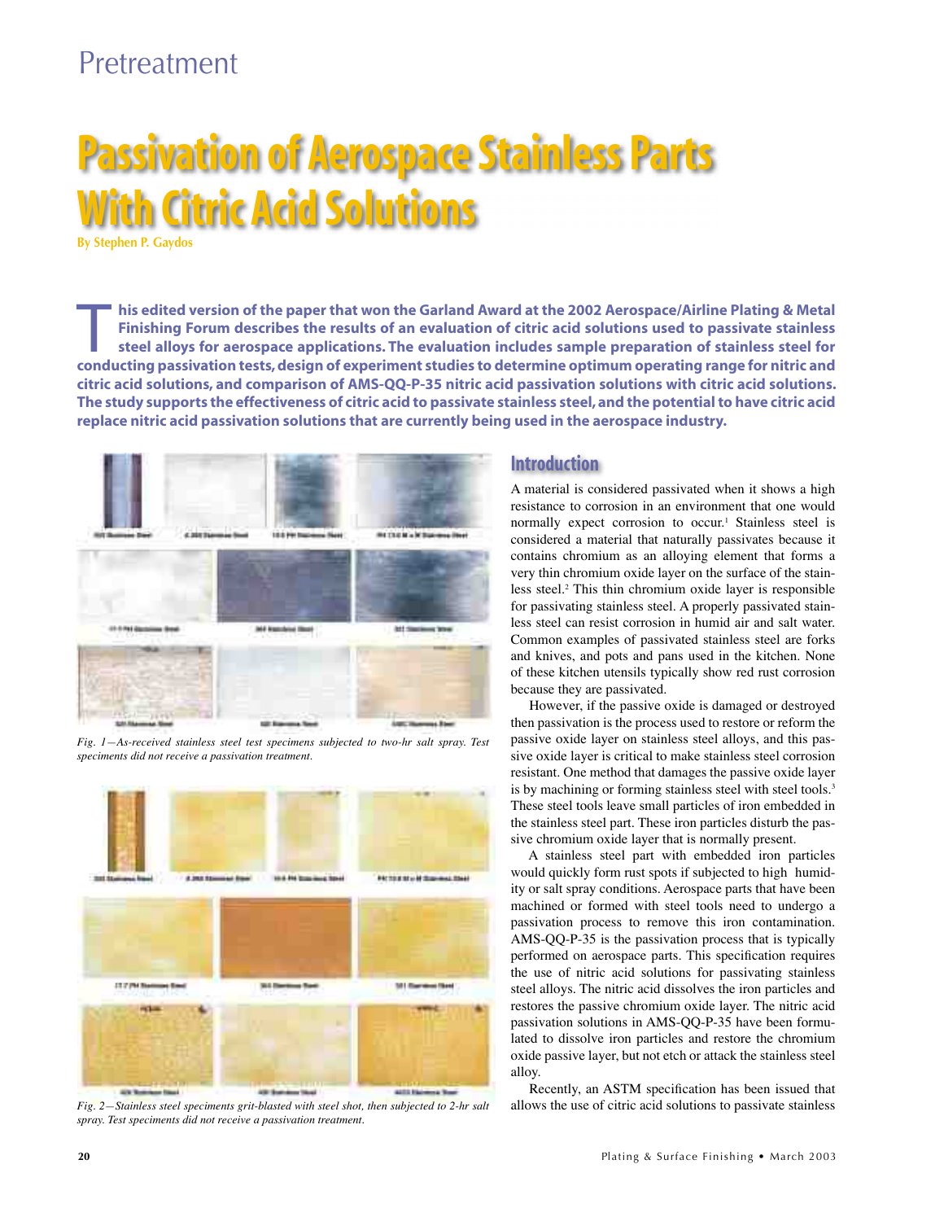# Passivation of Aerospace Stainless Parts With Citric Acid Solutions

**By Stephen P. Gaydos**

**This edited version of the paper that won the Garland Award at the 2002 Aerospace/Airline Plating & Metal Finishing Forum describes the results of an evaluation of citric acid solutions used to passivate stainless steel alloys for aerospace applications. The evaluation includes sample preparation of stainless steel for conducting passivation tests, design of experiment studies to determine optimum operating range for nitric and citric acid solutions, and comparison of AMS-QQ-P-35 nitric acid passivation solutions with citric acid solutions. The study supports the effectiveness of citric acid to passivate stainless steel, and the potential to have citric acid replace nitric acid passivation solutions that are currently being used in the aerospace industry.**

*Fig. 1—As-received stainless steel test specimens subjected to two-hr salt spray. Test specimens did not receive a passivation treatment.*

*Fig. 2—Stainless steel speciments grit-blasted with steel shot, then subjected to 2-hr salt spray. Test speciments did not receive a passivation treatment.*

## Introduction

A material is considered passivated when it shows a high resistance to corrosion in an environment that one would normally expect corrosion to occur.[1] Stainless steel is considered a material that naturally passivates because it contains chromium as an alloying element that forms a very thin chromium oxide layer on the surface of the stainless steel.[2] This thin chromium oxide layer is responsible for passivating stainless steel. A properly passivated stainless steel can resist corrosion in humid air and salt water. Common examples of passivated stainless steel are forks and knives, and pots and pans used in the kitchen. None of these kitchen utensils typically show red rust corrosion because they are passivated.

However, if the passive oxide is damaged or destroyed then passivation is the process used to restore or reform the passive oxide layer on stainless steel alloys, and this passive oxide layer is critical to make stainless steel corrosion resistant. One method that damages the passive oxide layer is by machining or forming stainless steel with steel tools.[3] These steel tools leave small particles of iron embedded in the stainless steel part. These iron particles disturb the passive chromium oxide layer that is normally present.

A stainless steel part with embedded iron particles would quickly form rust spots if subjected to high humidity or salt spray conditions. Aerospace parts that have been machined or formed with steel tools need to undergo a passivation process to remove this iron contamination. AMS-QQ-P-35 is the passivation process that is typically performed on aerospace parts. This specification requires the use of nitric acid solutions for passivating stainless steel alloys. The nitric acid dissolves the iron particles and restores the passive chromium oxide layer. The nitric acid passivation solutions in AMS-QQ-P-35 have been formulated to dissolve iron particles and restore the chromium oxide passive layer, but not etch or attack the stainless steel alloy.

Recently, an ASTM specification has been issued that allows the use of citric acid solutions to passivate stainless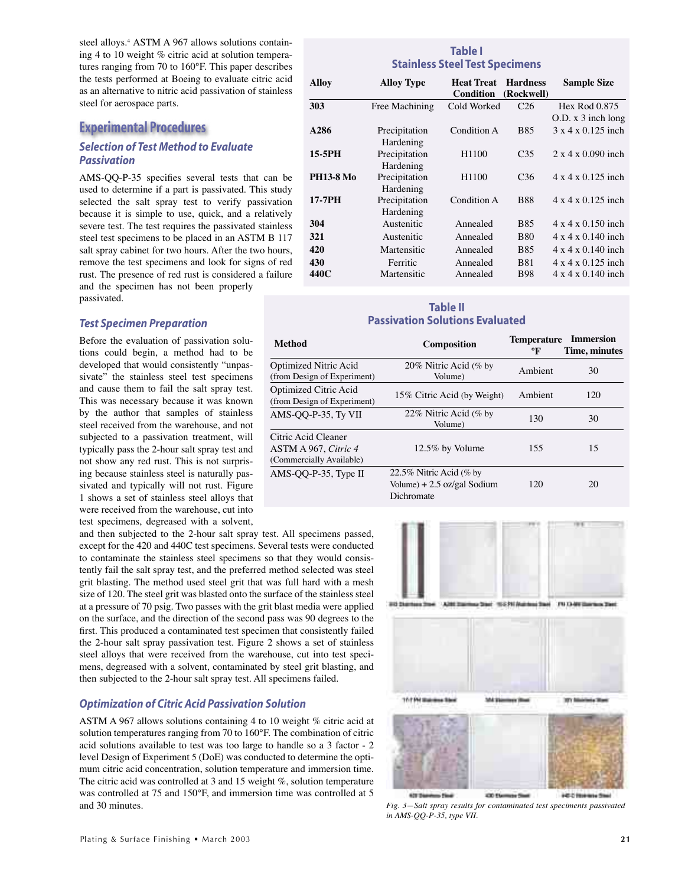steel alloys.[4] ASTM A 967 allows solutions containing 4 to 10 weight % citric acid at solution temperatures ranging from 70 to 160°F. This paper describes the tests performed at Boeing to evaluate citric acid as an alternative to nitric acid passivation of stainless steel for aerospace parts.

**Table I**
**Stainless Steel Test Specimens**

| Alloy | Alloy Type | Heat Treat Condition | Hardness (Rockwell) | Sample Size |
|---|---|---|---|---|
| 303 | Free Machining | Cold Worked | C26 | Hex Rod 0.875 O.D. x 3 inch long |
| A286 | Precipitation Hardening | Condition A | B85 | 3 x 4 x 0.125 inch |
| 15-5PH | Precipitation Hardening | H1100 | C35 | 2 x 4 x 0.090 inch |
| PH13-8 Mo | Precipitation Hardening | H1100 | C36 | 4 x 4 x 0.125 inch |
| 17-7PH | Precipitation Hardening | Condition A | B88 | 4 x 4 x 0.125 inch |
| 304 | Austenitic | Annealed | B85 | 4 x 4 x 0.150 inch |
| 321 | Austenitic | Annealed | B80 | 4 x 4 x 0.140 inch |
| 420 | Martensitic | Annealed | B85 | 4 x 4 x 0.140 inch |
| 430 | Ferritic | Annealed | B81 | 4 x 4 x 0.125 inch |
| 440C | Martensitic | Annealed | B98 | 4 x 4 x 0.140 inch |

## Experimental Procedures

### Selection of Test Method to Evaluate Passivation

AMS-QQ-P-35 specifies several tests that can be used to determine if a part is passivated. This study selected the salt spray test to verify passivation because it is simple to use, quick, and a relatively severe test. The test requires the passivated stainless steel test specimens to be placed in an ASTM B 117 salt spray cabinet for two hours. After the two hours, remove the test specimens and look for signs of red rust. The presence of red rust is considered a failure and the specimen has not been properly passivated.

### Test Specimen Preparation

Before the evaluation of passivation solutions could begin, a method had to be developed that would consistently "unpassivate" the stainless steel test specimens and cause them to fail the salt spray test. This was necessary because it was known by the author that samples of stainless steel received from the warehouse, and not subjected to a passivation treatment, will typically pass the 2-hour salt spray test and not show any red rust. This is not surprising because stainless steel is naturally passivated and typically will not rust. Figure 1 shows a set of stainless steel alloys that were received from the warehouse, cut into test specimens, degreased with a solvent, and then subjected to the 2-hour salt spray test. All specimens passed, except for the 420 and 440C test specimens. Several tests were conducted to contaminate the stainless steel specimens so that they would consistently fail the salt spray test, and the preferred method selected was steel grit blasting. The method used steel grit that was full hard with a mesh size of 120. The steel grit was blasted onto the surface of the stainless steel at a pressure of 70 psig. Two passes with the grit blast media were applied on the surface, and the direction of the second pass was 90 degrees to the first. This produced a contaminated test specimen that consistently failed the 2-hour salt spray passivation test. Figure 2 shows a set of stainless steel alloys that were received from the warehouse, cut into test specimens, degreased with a solvent, contaminated by steel grit blasting, and then subjected to the 2-hour salt spray test. All specimens failed.

**Table II**
**Passivation Solutions Evaluated**

| Method | Composition | Temperature °F | Immersion Time, minutes |
|---|---|---|---|
| Optimized Nitric Acid (from Design of Experiment) | 20% Nitric Acid (% by Volume) | Ambient | 30 |
| Optimized Citric Acid (from Design of Experiment) | 15% Citric Acid (by Weight) | Ambient | 120 |
| AMS-QQ-P-35, Ty VII | 22% Nitric Acid (% by Volume) | 130 | 30 |
| Citric Acid Cleaner ASTM A 967, *Citric 4* (Commercially Available) | 12.5% by Volume | 155 | 15 |
| AMS-QQ-P-35, Type II | 22.5% Nitric Acid (% by Volume) + 2.5 oz/gal Sodium Dichromate | 120 | 20 |

### Optimization of Citric Acid Passivation Solution

ASTM A 967 allows solutions containing 4 to 10 weight % citric acid at solution temperatures ranging from 70 to 160°F. The combination of citric acid solutions available to test was too large to handle so a 3 factor - 2 level Design of Experiment 5 (DoE) was conducted to determine the optimum citric acid concentration, solution temperature and immersion time. The citric acid was controlled at 3 and 15 weight %, solution temperature was controlled at 75 and 150°F, and immersion time was controlled at 5 and 30 minutes.

303 Stainless Steel | A286 Stainless Steel | 15-5 PH Stainless Steel | PH 13-8M Stainless Steel

17-7 PH Stainless Steel | 304 Stainless Steel | 321 Stainless Steel

420 Stainless Steel | 430 Stainless Steel | 440-C Stainless Steel

*Fig. 3—Salt spray results for contaminated test specimens passivated in AMS-QQ-P-35, type VII.*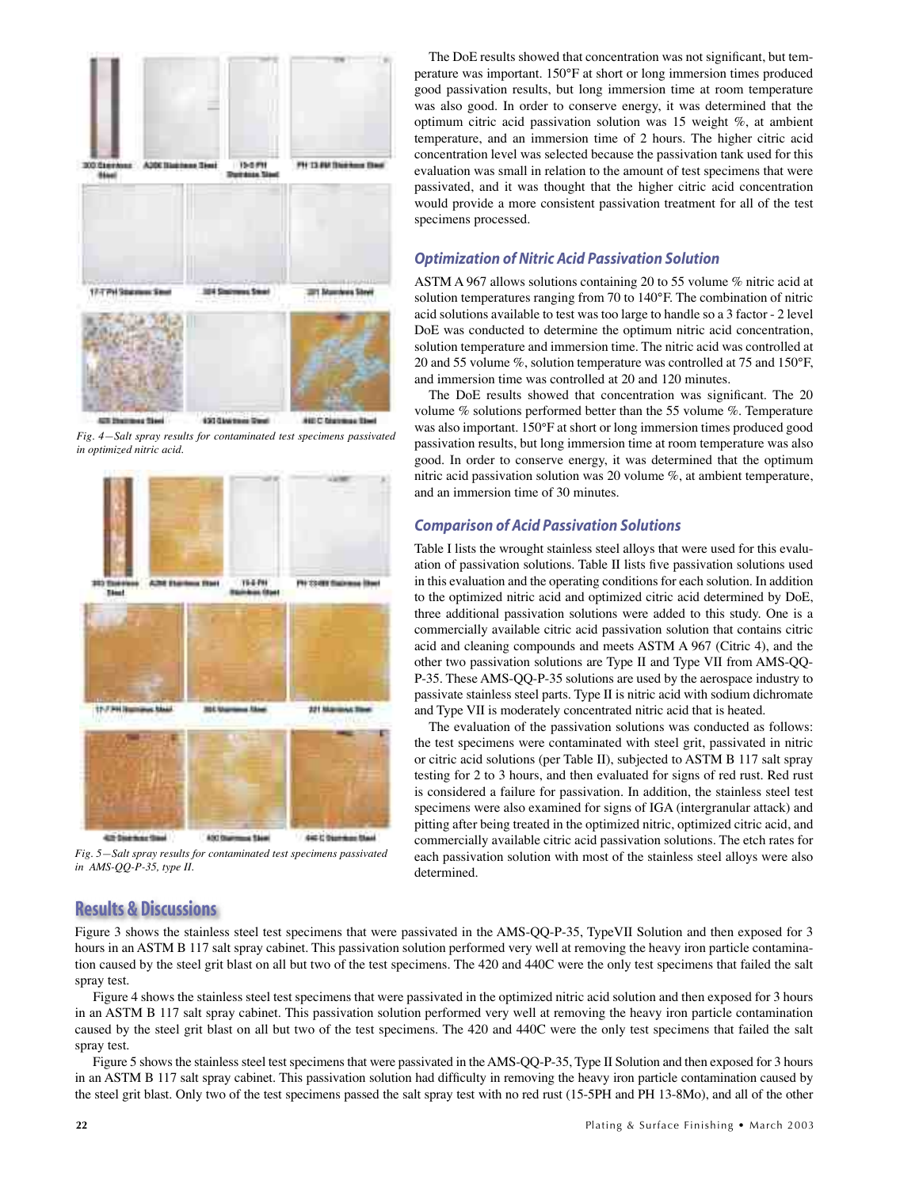Fig. 4—Salt spray results for contaminated test specimens passivated in optimized nitric acid.

Fig. 5—Salt spray results for contaminated test specimens passivated in AMS-QQ-P-35, type II.

The DoE results showed that concentration was not significant, but temperature was important. 150°F at short or long immersion times produced good passivation results, but long immersion time at room temperature was also good. In order to conserve energy, it was determined that the optimum citric acid passivation solution was 15 weight %, at ambient temperature, and an immersion time of 2 hours. The higher citric acid concentration level was selected because the passivation tank used for this evaluation was small in relation to the amount of test specimens that were passivated, and it was thought that the higher citric acid concentration would provide a more consistent passivation treatment for all of the test specimens processed.

### Optimization of Nitric Acid Passivation Solution

ASTM A 967 allows solutions containing 20 to 55 volume % nitric acid at solution temperatures ranging from 70 to 140°F. The combination of nitric acid solutions available to test was too large to handle so a 3 factor - 2 level DoE was conducted to determine the optimum nitric acid concentration, solution temperature and immersion time. The nitric acid was controlled at 20 and 55 volume %, solution temperature was controlled at 75 and 150°F, and immersion time was controlled at 20 and 120 minutes.

The DoE results showed that concentration was significant. The 20 volume % solutions performed better than the 55 volume %. Temperature was also important. 150°F at short or long immersion times produced good passivation results, but long immersion time at room temperature was also good. In order to conserve energy, it was determined that the optimum nitric acid passivation solution was 20 volume %, at ambient temperature, and an immersion time of 30 minutes.

### Comparison of Acid Passivation Solutions

Table I lists the wrought stainless steel alloys that were used for this evaluation of passivation solutions. Table II lists five passivation solutions used in this evaluation and the operating conditions for each solution. In addition to the optimized nitric acid and optimized citric acid determined by DoE, three additional passivation solutions were added to this study. One is a commercially available citric acid passivation solution that contains citric acid and cleaning compounds and meets ASTM A 967 (Citric 4), and the other two passivation solutions are Type II and Type VII from AMS-QQ-P-35. These AMS-QQ-P-35 solutions are used by the aerospace industry to passivate stainless steel parts. Type II is nitric acid with sodium dichromate and Type VII is moderately concentrated nitric acid that is heated.

The evaluation of the passivation solutions was conducted as follows: the test specimens were contaminated with steel grit, passivated in nitric or citric acid solutions (per Table II), subjected to ASTM B 117 salt spray testing for 2 to 3 hours, and then evaluated for signs of red rust. Red rust is considered a failure for passivation. In addition, the stainless steel test specimens were also examined for signs of IGA (intergranular attack) and pitting after being treated in the optimized nitric, optimized citric acid, and commercially available citric acid passivation solutions. The etch rates for each passivation solution with most of the stainless steel alloys were also determined.

## Results & Discussions

Figure 3 shows the stainless steel test specimens that were passivated in the AMS-QQ-P-35, TypeVII Solution and then exposed for 3 hours in an ASTM B 117 salt spray cabinet. This passivation solution performed very well at removing the heavy iron particle contamination caused by the steel grit blast on all but two of the test specimens. The 420 and 440C were the only test specimens that failed the salt spray test.

Figure 4 shows the stainless steel test specimens that were passivated in the optimized nitric acid solution and then exposed for 3 hours in an ASTM B 117 salt spray cabinet. This passivation solution performed very well at removing the heavy iron particle contamination caused by the steel grit blast on all but two of the test specimens. The 420 and 440C were the only test specimens that failed the salt spray test.

Figure 5 shows the stainless steel test specimens that were passivated in the AMS-QQ-P-35, Type II Solution and then exposed for 3 hours in an ASTM B 117 salt spray cabinet. This passivation solution had difficulty in removing the heavy iron particle contamination caused by the steel grit blast. Only two of the test specimens passed the salt spray test with no red rust (15-5PH and PH 13-8Mo), and all of the other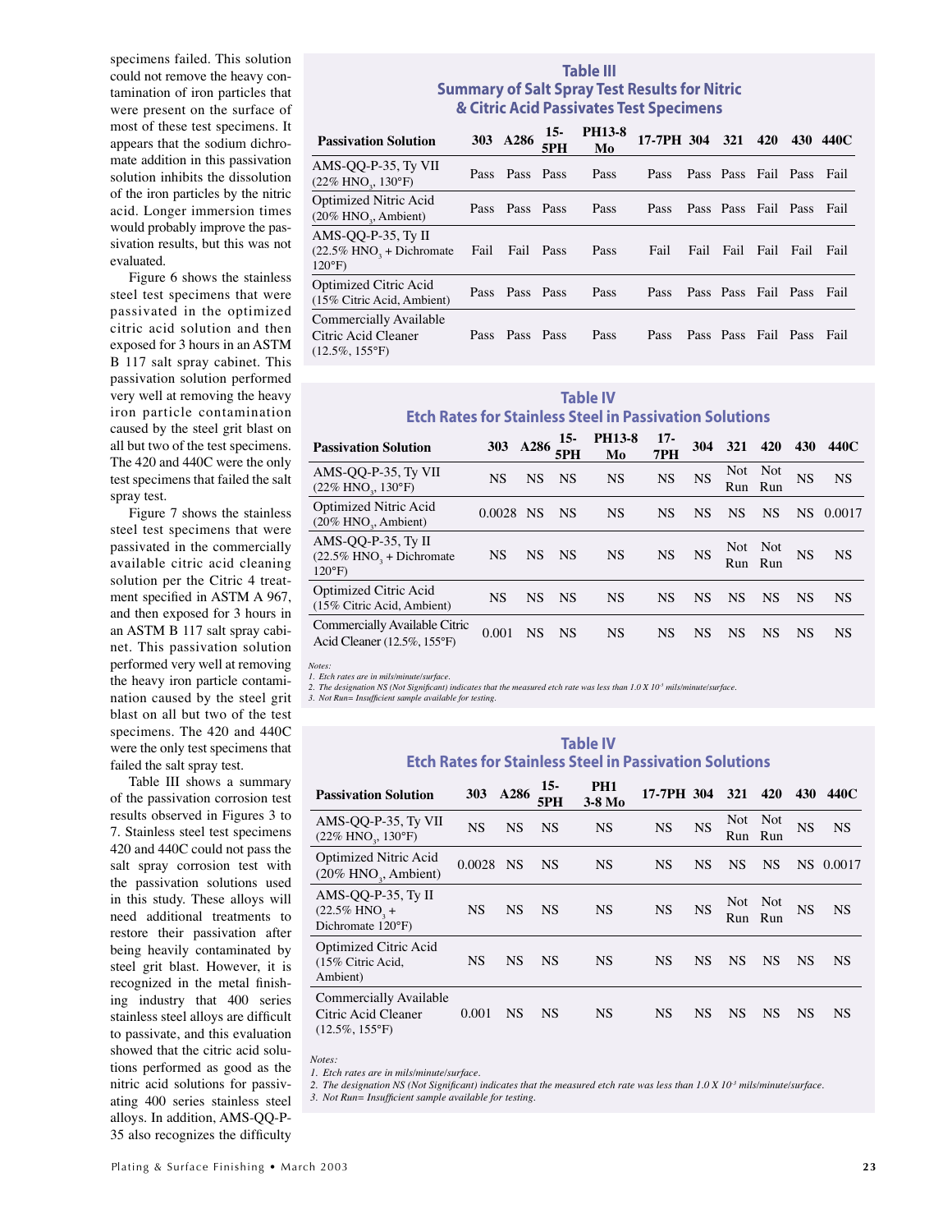specimens failed. This solution could not remove the heavy contamination of iron particles that were present on the surface of most of these test specimens. It appears that the sodium dichromate addition in this passivation solution inhibits the dissolution of the iron particles by the nitric acid. Longer immersion times would probably improve the passivation results, but this was not evaluated.

Figure 6 shows the stainless steel test specimens that were passivated in the optimized citric acid solution and then exposed for 3 hours in an ASTM B 117 salt spray cabinet. This passivation solution performed very well at removing the heavy iron particle contamination caused by the steel grit blast on all but two of the test specimens. The 420 and 440C were the only test specimens that failed the salt spray test.

Figure 7 shows the stainless steel test specimens that were passivated in the commercially available citric acid cleaning solution per the Citric 4 treatment specified in ASTM A 967, and then exposed for 3 hours in an ASTM B 117 salt spray cabinet. This passivation solution performed very well at removing the heavy iron particle contamination caused by the steel grit blast on all but two of the test specimens. The 420 and 440C were the only test specimens that failed the salt spray test.

Table III shows a summary of the passivation corrosion test results observed in Figures 3 to 7. Stainless steel test specimens 420 and 440C could not pass the salt spray corrosion test with the passivation solutions used in this study. These alloys will need additional treatments to restore their passivation after being heavily contaminated by steel grit blast. However, it is recognized in the metal finishing industry that 400 series stainless steel alloys are difficult to passivate, and this evaluation showed that the citric acid solutions performed as good as the nitric acid solutions for passivating 400 series stainless steel alloys. In addition, AMS-QQ-P-35 also recognizes the difficulty

### Table III
### Summary of Salt Spray Test Results for Nitric & Citric Acid Passivates Test Specimens

| Passivation Solution | 303 | A286 | 15-5PH | PH13-8 Mo | 17-7PH | 304 | 321 | 420 | 430 | 440C |
|---|---|---|---|---|---|---|---|---|---|---|
| AMS-QQ-P-35, Ty VII (22% $HNO_3$, 130°F) | Pass | Pass | Pass | Pass | Pass | Pass | Pass | Fail | Pass | Fail |
| Optimized Nitric Acid (20% $HNO_3$, Ambient) | Pass | Pass | Pass | Pass | Pass | Pass | Pass | Fail | Pass | Fail |
| AMS-QQ-P-35, Ty II (22.5% $HNO_3$ + Dichromate 120°F) | Fail | Fail | Pass | Pass | Fail | Fail | Fail | Fail | Fail | Fail |
| Optimized Citric Acid (15% Citric Acid, Ambient) | Pass | Pass | Pass | Pass | Pass | Pass | Pass | Fail | Pass | Fail |
| Commercially Available Citric Acid Cleaner (12.5%, 155°F) | Pass | Pass | Pass | Pass | Pass | Pass | Pass | Fail | Pass | Fail |

### Table IV
### Etch Rates for Stainless Steel in Passivation Solutions

| Passivation Solution | 303 | A286 | 15-5PH | PH13-8 Mo | 17-7PH | 304 | 321 | 420 | 430 | 440C |
|---|---|---|---|---|---|---|---|---|---|---|
| AMS-QQ-P-35, Ty VII (22% $HNO_3$, 130°F) | NS | NS | NS | NS | NS | NS | Not Run | Not Run | NS | NS |
| Optimized Nitric Acid (20% $HNO_3$, Ambient) | 0.0028 | NS | NS | NS | NS | NS | NS | NS | NS | 0.0017 |
| AMS-QQ-P-35, Ty II (22.5% $HNO_3$ + Dichromate 120°F) | NS | NS | NS | NS | NS | NS | Not Run | Not Run | NS | NS |
| Optimized Citric Acid (15% Citric Acid, Ambient) | NS | NS | NS | NS | NS | NS | NS | NS | NS | NS |
| Commercially Available Citric Acid Cleaner (12.5%, 155°F) | 0.001 | NS | NS | NS | NS | NS | NS | NS | NS | NS |

*Notes:*
*1. Etch rates are in mils/minute/surface.*
*2. The designation NS (Not Significant) indicates that the measured etch rate was less than $1.0 \times 10^{-3}$ mils/minute/surface.*
*3. Not Run= Insufficient sample available for testing.*

### Table IV
### Etch Rates for Stainless Steel in Passivation Solutions

| Passivation Solution | 303 | A286 | 15-5PH | PH1 3-8 Mo | 17-7PH | 304 | 321 | 420 | 430 | 440C |
|---|---|---|---|---|---|---|---|---|---|---|
| AMS-QQ-P-35, Ty VII (22% $HNO_3$, 130°F) | NS | NS | NS | NS | NS | NS | Not Run | Not Run | NS | NS |
| Optimized Nitric Acid (20% $HNO_3$, Ambient) | 0.0028 | NS | NS | NS | NS | NS | NS | NS | NS | 0.0017 |
| AMS-QQ-P-35, Ty II (22.5% $HNO_3$ + Dichromate 120°F) | NS | NS | NS | NS | NS | NS | Not Run | Not Run | NS | NS |
| Optimized Citric Acid (15% Citric Acid, Ambient) | NS | NS | NS | NS | NS | NS | NS | NS | NS | NS |
| Commercially Available Citric Acid Cleaner (12.5%, 155°F) | 0.001 | NS | NS | NS | NS | NS | NS | NS | NS | NS |

*Notes:*
*1. Etch rates are in mils/minute/surface.*
*2. The designation NS (Not Significant) indicates that the measured etch rate was less than $1.0 \times 10^{-3}$ mils/minute/surface.*
*3. Not Run= Insufficient sample available for testing.*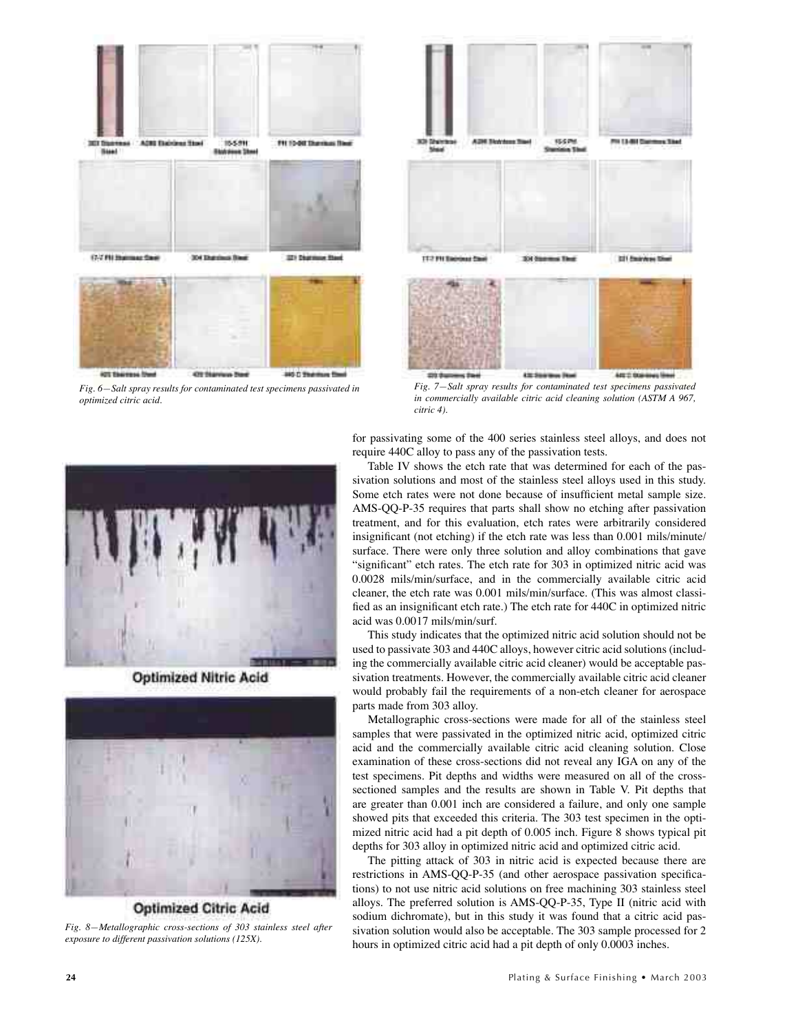*Fig. 6—Salt spray results for contaminated test specimens passivated in optimized citric acid.*

*Fig. 7—Salt spray results for contaminated test specimens passivated in commercially available citric acid cleaning solution (ASTM A 967, citric 4).*

*Fig. 8—Metallographic cross-sections of 303 stainless steel after exposure to different passivation solutions (125X).*

for passivating some of the 400 series stainless steel alloys, and does not require 440C alloy to pass any of the passivation tests.

Table IV shows the etch rate that was determined for each of the passivation solutions and most of the stainless steel alloys used in this study. Some etch rates were not done because of insufficient metal sample size. AMS-QQ-P-35 requires that parts shall show no etching after passivation treatment, and for this evaluation, etch rates were arbitrarily considered insignificant (not etching) if the etch rate was less than 0.001 mils/minute/surface. There were only three solution and alloy combinations that gave "significant" etch rates. The etch rate for 303 in optimized nitric acid was 0.0028 mils/min/surface, and in the commercially available citric acid cleaner, the etch rate was 0.001 mils/min/surface. (This was almost classified as an insignificant etch rate.) The etch rate for 440C in optimized nitric acid was 0.0017 mils/min/surf.

This study indicates that the optimized nitric acid solution should not be used to passivate 303 and 440C alloys, however citric acid solutions (including the commercially available citric acid cleaner) would be acceptable passivation treatments. However, the commercially available citric acid cleaner would probably fail the requirements of a non-etch cleaner for aerospace parts made from 303 alloy.

Metallographic cross-sections were made for all of the stainless steel samples that were passivated in the optimized nitric acid, optimized citric acid and the commercially available citric acid cleaning solution. Close examination of these cross-sections did not reveal any IGA on any of the test specimens. Pit depths and widths were measured on all of the cross-sectioned samples and the results are shown in Table V. Pit depths that are greater than 0.001 inch are considered a failure, and only one sample showed pits that exceeded this criteria. The 303 test specimen in the optimized nitric acid had a pit depth of 0.005 inch. Figure 8 shows typical pit depths for 303 alloy in optimized nitric acid and optimized citric acid.

The pitting attack of 303 in nitric acid is expected because there are restrictions in AMS-QQ-P-35 (and other aerospace passivation specifications) to not use nitric acid solutions on free machining 303 stainless steel alloys. The preferred solution is AMS-QQ-P-35, Type II (nitric acid with sodium dichromate), but in this study it was found that a citric acid passivation solution would also be acceptable. The 303 sample processed for 2 hours in optimized citric acid had a pit depth of only 0.0003 inches.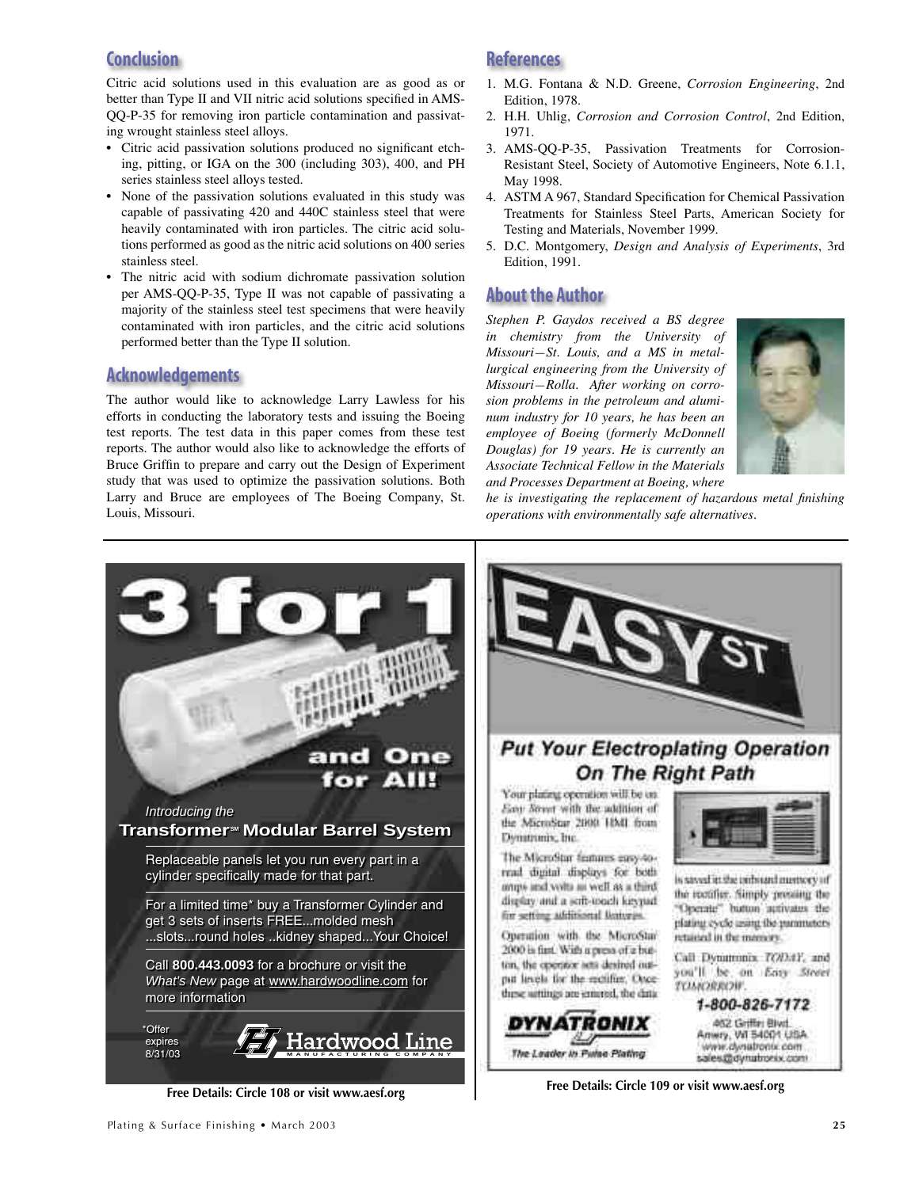## Conclusion

Citric acid solutions used in this evaluation are as good as or better than Type II and VII nitric acid solutions specified in AMS-QQ-P-35 for removing iron particle contamination and passivating wrought stainless steel alloys.

- Citric acid passivation solutions produced no significant etching, pitting, or IGA on the 300 (including 303), 400, and PH series stainless steel alloys tested.
- None of the passivation solutions evaluated in this study was capable of passivating 420 and 440C stainless steel that were heavily contaminated with iron particles. The citric acid solutions performed as good as the nitric acid solutions on 400 series stainless steel.
- The nitric acid with sodium dichromate passivation solution per AMS-QQ-P-35, Type II was not capable of passivating a majority of the stainless steel test specimens that were heavily contaminated with iron particles, and the citric acid solutions performed better than the Type II solution.

## Acknowledgements

The author would like to acknowledge Larry Lawless for his efforts in conducting the laboratory tests and issuing the Boeing test reports. The test data in this paper comes from these test reports. The author would also like to acknowledge the efforts of Bruce Griffin to prepare and carry out the Design of Experiment study that was used to optimize the passivation solutions. Both Larry and Bruce are employees of The Boeing Company, St. Louis, Missouri.

## References

1. M.G. Fontana & N.D. Greene, *Corrosion Engineering*, 2nd Edition, 1978.
2. H.H. Uhlig, *Corrosion and Corrosion Control*, 2nd Edition, 1971.
3. AMS-QQ-P-35, Passivation Treatments for Corrosion-Resistant Steel, Society of Automotive Engineers, Note 6.1.1, May 1998.
4. ASTM A 967, Standard Specification for Chemical Passivation Treatments for Stainless Steel Parts, American Society for Testing and Materials, November 1999.
5. D.C. Montgomery, *Design and Analysis of Experiments*, 3rd Edition, 1991.

## About the Author

*Stephen P. Gaydos received a BS degree in chemistry from the University of Missouri—St. Louis, and a MS in metallurgical engineering from the University of Missouri—Rolla. After working on corrosion problems in the petroleum and aluminum industry for 10 years, he has been an employee of Boeing (formerly McDonnell Douglas) for 19 years. He is currently an Associate Technical Fellow in the Materials and Processes Department at Boeing, where he is investigating the replacement of hazardous metal finishing operations with environmentally safe alternatives.*

---

**3 for 1 and One for All!**

*Introducing the*
**Transformer℠ Modular Barrel System**

Replaceable panels let you run every part in a cylinder specifically made for that part.

For a limited time* buy a Transformer Cylinder and get 3 sets of inserts FREE...molded mesh ...slots...round holes ..kidney shaped...Your Choice!

Call **800.443.0093** for a brochure or visit the *What's New* page at www.hardwoodline.com for more information

*Offer expires 8/31/03

Hardwood Line Manufacturing Company

**Free Details: Circle 108 or visit www.aesf.org**

---

**EASY ST**

**Put Your Electroplating Operation On The Right Path**

Your plating operation will be on *Easy Street* with the addition of the MicroStar 2000 HMI from Dynatronix, Inc.

The MicroStar features easy-to-read digital displays for both amps and volts as well as a third display and a soft-touch keypad for setting additional features.

Operation with the MicroStar 2000 is fast. With a press of a button, the operator sets desired output levels for the rectifier. Once these settings are entered, the data is saved in the onboard memory of the rectifier. Simply pressing the "Operate" button activates the plating cycle using the parameters retained in the memory.

Call Dynatronix *TODAY*, and you'll be on *Easy Street TOMORROW*.

**1-800-826-7172**

462 Griffin Blvd.
Amery, WI 54001 USA
www.dynatronix.com
sales@dynatronix.com

DYNATRONIX — The Leader in Pulse Plating

**Free Details: Circle 109 or visit www.aesf.org**